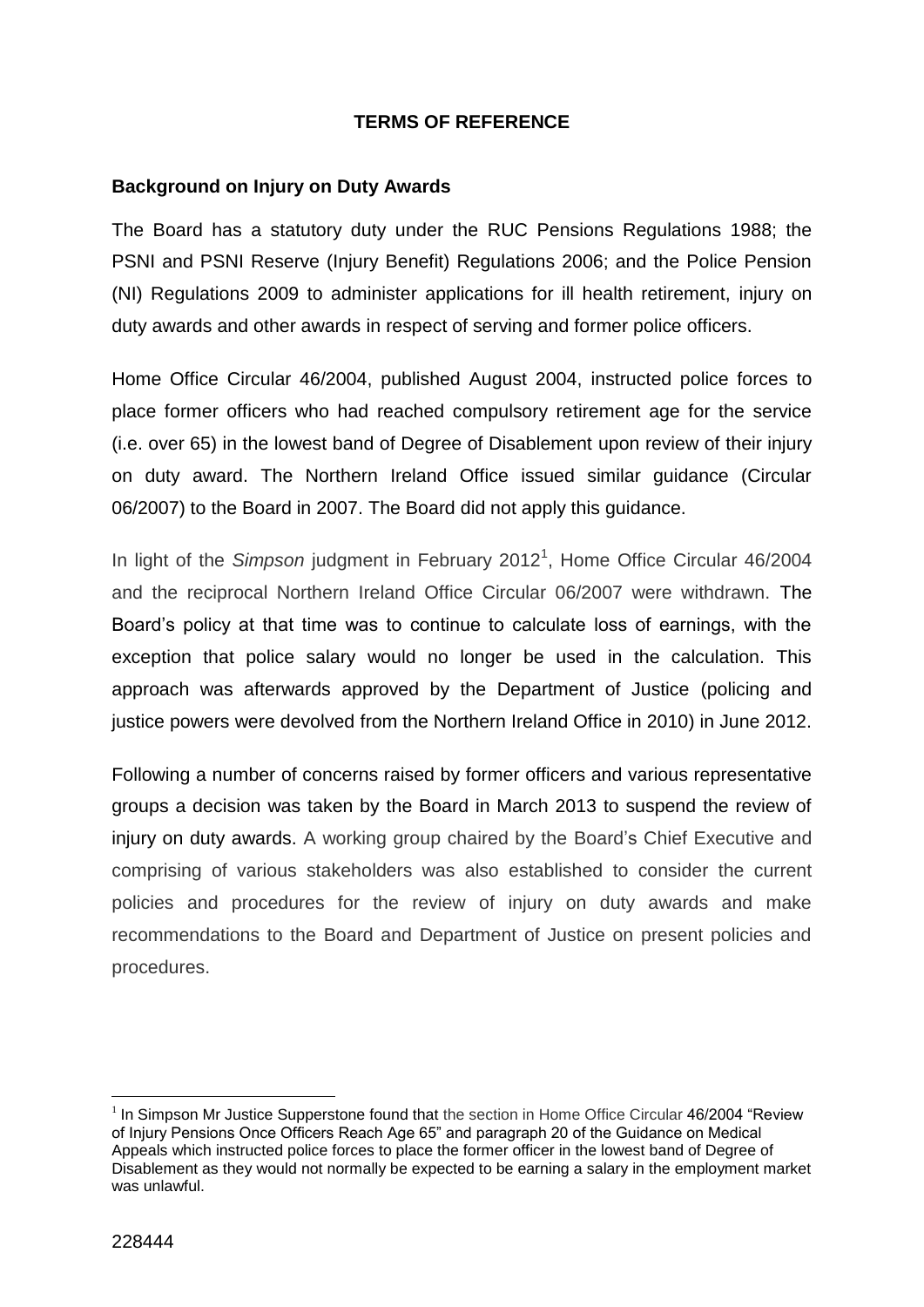# TERMS OF REFERENCE

## Background on Injury on Duty Awards

The Board has a statutory duty under the RUC Pensions Regulations 1988; the PSNI and PSNI Reserve (Injury Benefit) Regulations 2006; and the Police Pension (NI) Regulations 2009 to administer applications for ill health retirement, injury on duty awards and other awards in respect of serving and former police officers.

Home Office Circular 46/2004, published August 2004, instructed police forces to place former officers who had reached compulsory retirement age for the service (i.e. over 65) in the lowest band of Degree of Disablement upon review of their injury on duty award. The Northern Ireland Office issued similar guidance (Circular 06/2007) to the Board in 2007. The Board did not apply this guidance.

In light of the *Simpson* judgment in February 2012[1], Home Office Circular 46/2004 and the reciprocal Northern Ireland Office Circular 06/2007 were withdrawn. The Board's policy at that time was to continue to calculate loss of earnings, with the exception that police salary would no longer be used in the calculation. This approach was afterwards approved by the Department of Justice (policing and justice powers were devolved from the Northern Ireland Office in 2010) in June 2012.

Following a number of concerns raised by former officers and various representative groups a decision was taken by the Board in March 2013 to suspend the review of injury on duty awards. A working group chaired by the Board's Chief Executive and comprising of various stakeholders was also established to consider the current policies and procedures for the review of injury on duty awards and make recommendations to the Board and Department of Justice on present policies and procedures.

[1] In Simpson Mr Justice Supperstone found that the section in Home Office Circular 46/2004 "Review of Injury Pensions Once Officers Reach Age 65" and paragraph 20 of the Guidance on Medical Appeals which instructed police forces to place the former officer in the lowest band of Degree of Disablement as they would not normally be expected to be earning a salary in the employment market was unlawful.

228444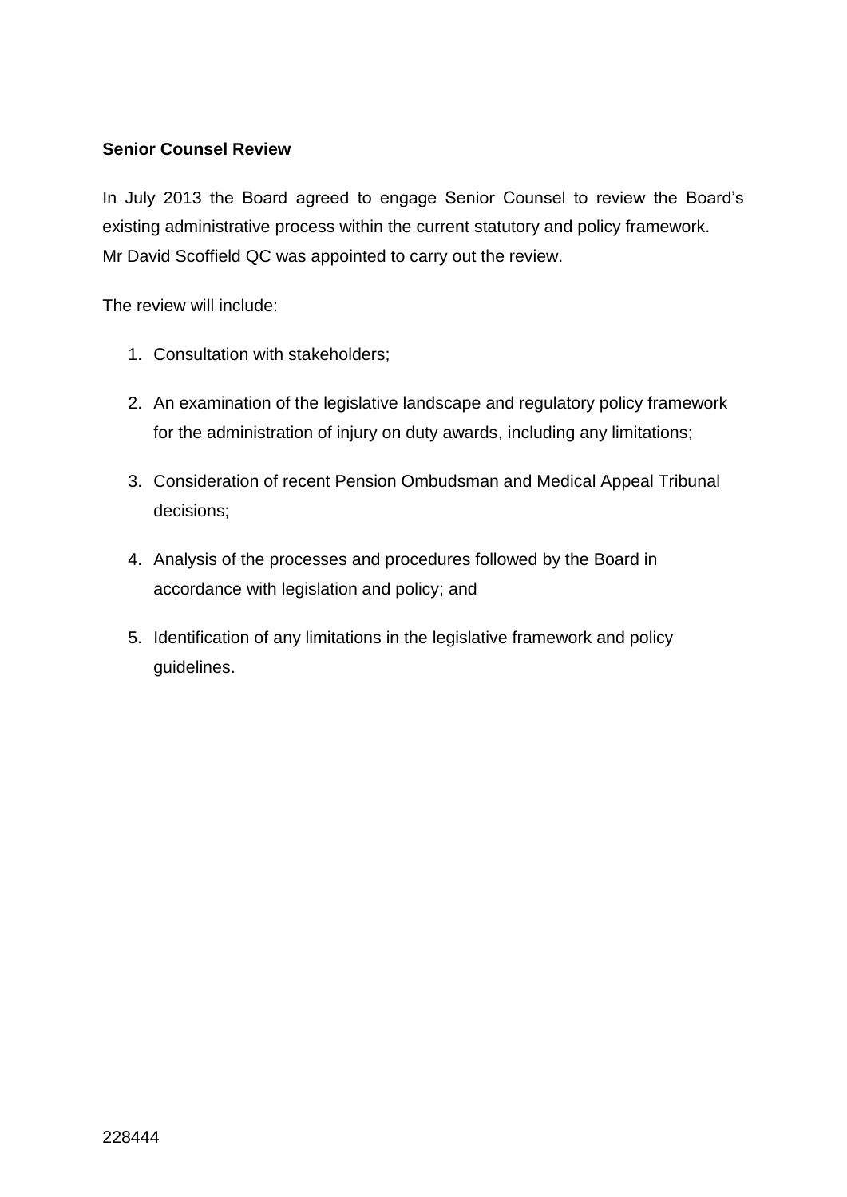**Senior Counsel Review**

In July 2013 the Board agreed to engage Senior Counsel to review the Board's existing administrative process within the current statutory and policy framework. Mr David Scoffield QC was appointed to carry out the review.

The review will include:

1. Consultation with stakeholders;
2. An examination of the legislative landscape and regulatory policy framework for the administration of injury on duty awards, including any limitations;
3. Consideration of recent Pension Ombudsman and Medical Appeal Tribunal decisions;
4. Analysis of the processes and procedures followed by the Board in accordance with legislation and policy; and
5. Identification of any limitations in the legislative framework and policy guidelines.

228444